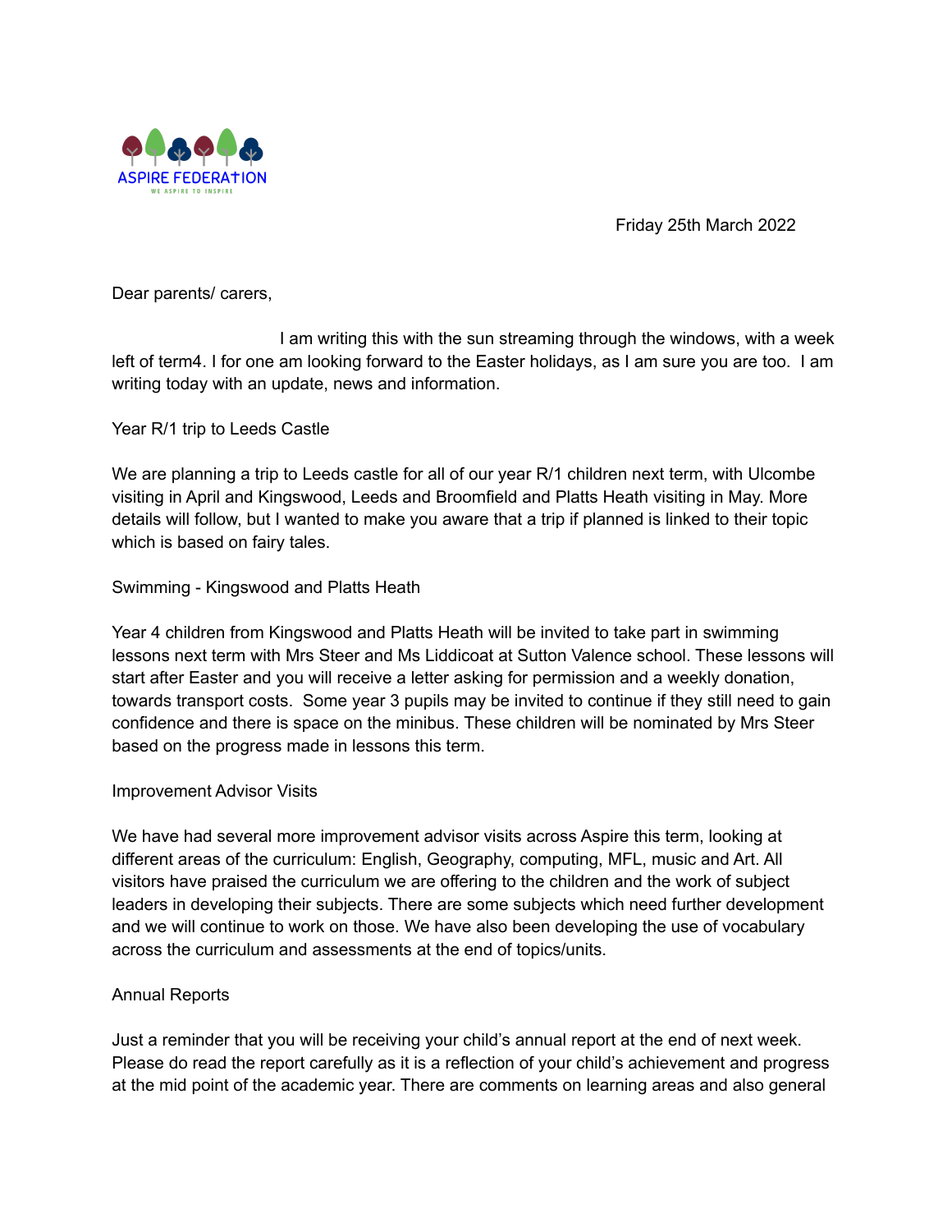ASPIRE FEDERATION

WE ASPIRE TO INSPIRE

Friday 25th March 2022

Dear parents/ carers,

I am writing this with the sun streaming through the windows, with a week left of term4. I for one am looking forward to the Easter holidays, as I am sure you are too. I am writing today with an update, news and information.

Year R/1 trip to Leeds Castle

We are planning a trip to Leeds castle for all of our year R/1 children next term, with Ulcombe visiting in April and Kingswood, Leeds and Broomfield and Platts Heath visiting in May. More details will follow, but I wanted to make you aware that a trip if planned is linked to their topic which is based on fairy tales.

Swimming - Kingswood and Platts Heath

Year 4 children from Kingswood and Platts Heath will be invited to take part in swimming lessons next term with Mrs Steer and Ms Liddicoat at Sutton Valence school. These lessons will start after Easter and you will receive a letter asking for permission and a weekly donation, towards transport costs. Some year 3 pupils may be invited to continue if they still need to gain confidence and there is space on the minibus. These children will be nominated by Mrs Steer based on the progress made in lessons this term.

Improvement Advisor Visits

We have had several more improvement advisor visits across Aspire this term, looking at different areas of the curriculum: English, Geography, computing, MFL, music and Art. All visitors have praised the curriculum we are offering to the children and the work of subject leaders in developing their subjects. There are some subjects which need further development and we will continue to work on those. We have also been developing the use of vocabulary across the curriculum and assessments at the end of topics/units.

Annual Reports

Just a reminder that you will be receiving your child's annual report at the end of next week. Please do read the report carefully as it is a reflection of your child's achievement and progress at the mid point of the academic year. There are comments on learning areas and also general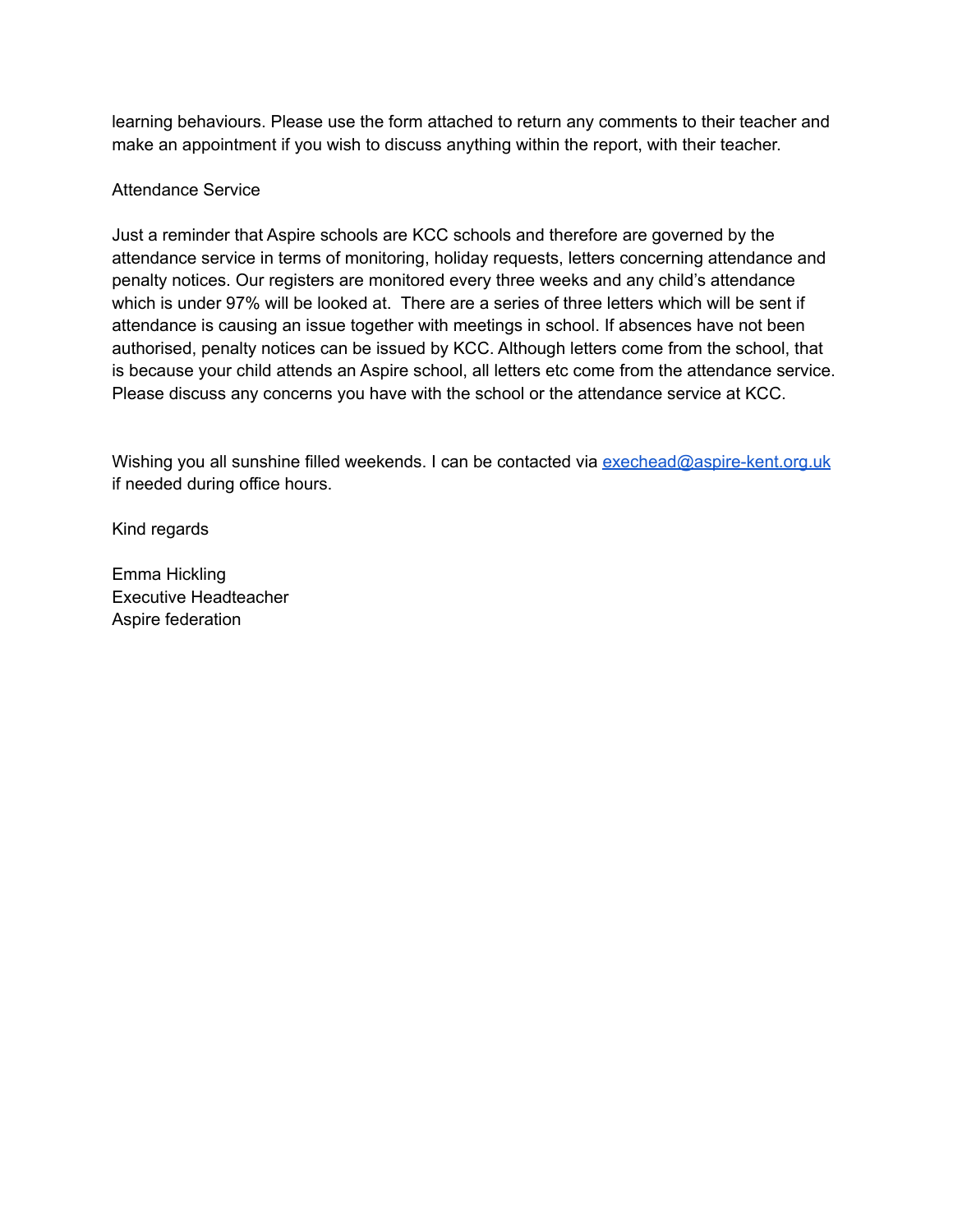learning behaviours. Please use the form attached to return any comments to their teacher and make an appointment if you wish to discuss anything within the report, with their teacher.

Attendance Service

Just a reminder that Aspire schools are KCC schools and therefore are governed by the attendance service in terms of monitoring, holiday requests, letters concerning attendance and penalty notices. Our registers are monitored every three weeks and any child's attendance which is under 97% will be looked at.  There are a series of three letters which will be sent if attendance is causing an issue together with meetings in school. If absences have not been authorised, penalty notices can be issued by KCC. Although letters come from the school, that is because your child attends an Aspire school, all letters etc come from the attendance service. Please discuss any concerns you have with the school or the attendance service at KCC.

Wishing you all sunshine filled weekends. I can be contacted via exechead@aspire-kent.org.uk if needed during office hours.

Kind regards

Emma Hickling
Executive Headteacher
Aspire federation